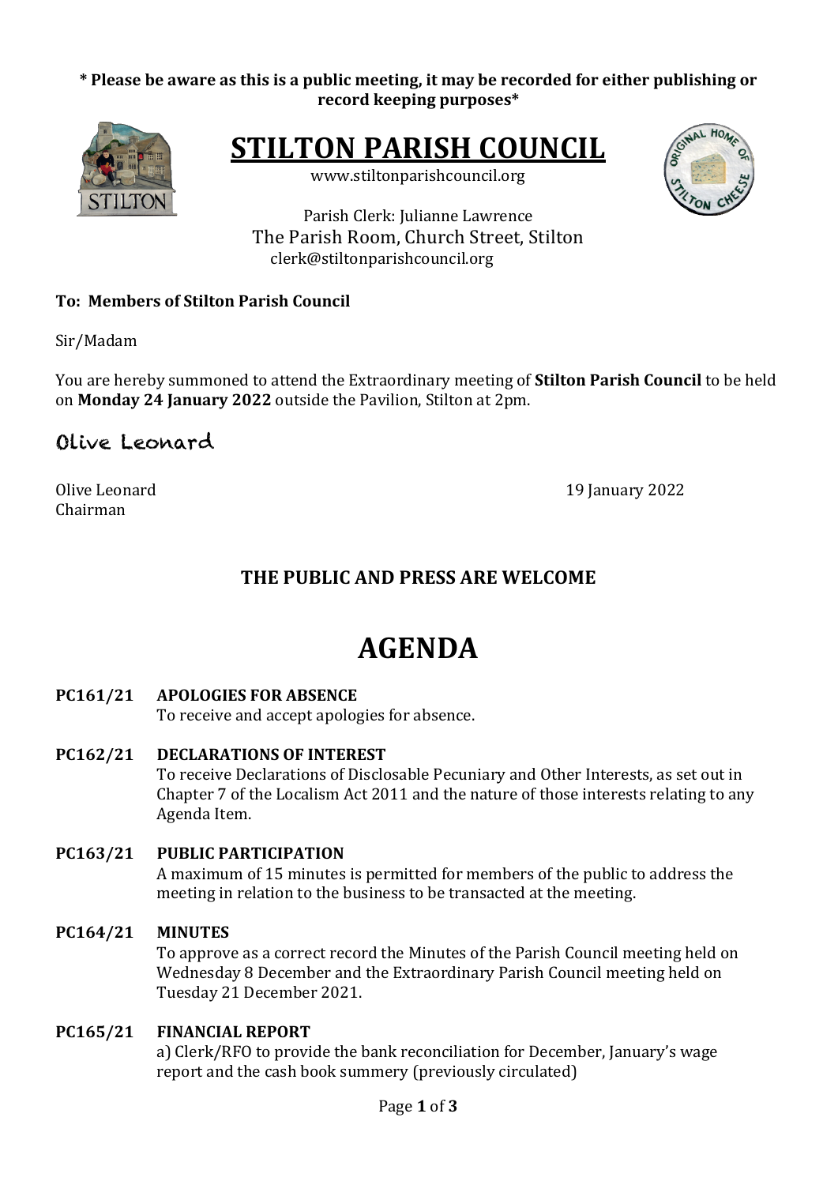**\* Please be aware as this is a public meeting, it may be recorded for either publishing or record keeping purposes\***

# STILTON PARISH COUNCIL

www.stiltonparishcouncil.org

Parish Clerk: Julianne Lawrence
The Parish Room, Church Street, Stilton
clerk@stiltonparishcouncil.org

**To: Members of Stilton Parish Council**

Sir/Madam

You are hereby summoned to attend the Extraordinary meeting of **Stilton Parish Council** to be held on **Monday 24 January 2022** outside the Pavilion, Stilton at 2pm.

Olive Leonard

Olive Leonard
Chairman

19 January 2022

## THE PUBLIC AND PRESS ARE WELCOME

# AGENDA

**PC161/21 APOLOGIES FOR ABSENCE**
To receive and accept apologies for absence.

**PC162/21 DECLARATIONS OF INTEREST**
To receive Declarations of Disclosable Pecuniary and Other Interests, as set out in Chapter 7 of the Localism Act 2011 and the nature of those interests relating to any Agenda Item.

**PC163/21 PUBLIC PARTICIPATION**
A maximum of 15 minutes is permitted for members of the public to address the meeting in relation to the business to be transacted at the meeting.

**PC164/21 MINUTES**
To approve as a correct record the Minutes of the Parish Council meeting held on Wednesday 8 December and the Extraordinary Parish Council meeting held on Tuesday 21 December 2021.

**PC165/21 FINANCIAL REPORT**
a) Clerk/RFO to provide the bank reconciliation for December, January's wage report and the cash book summery (previously circulated)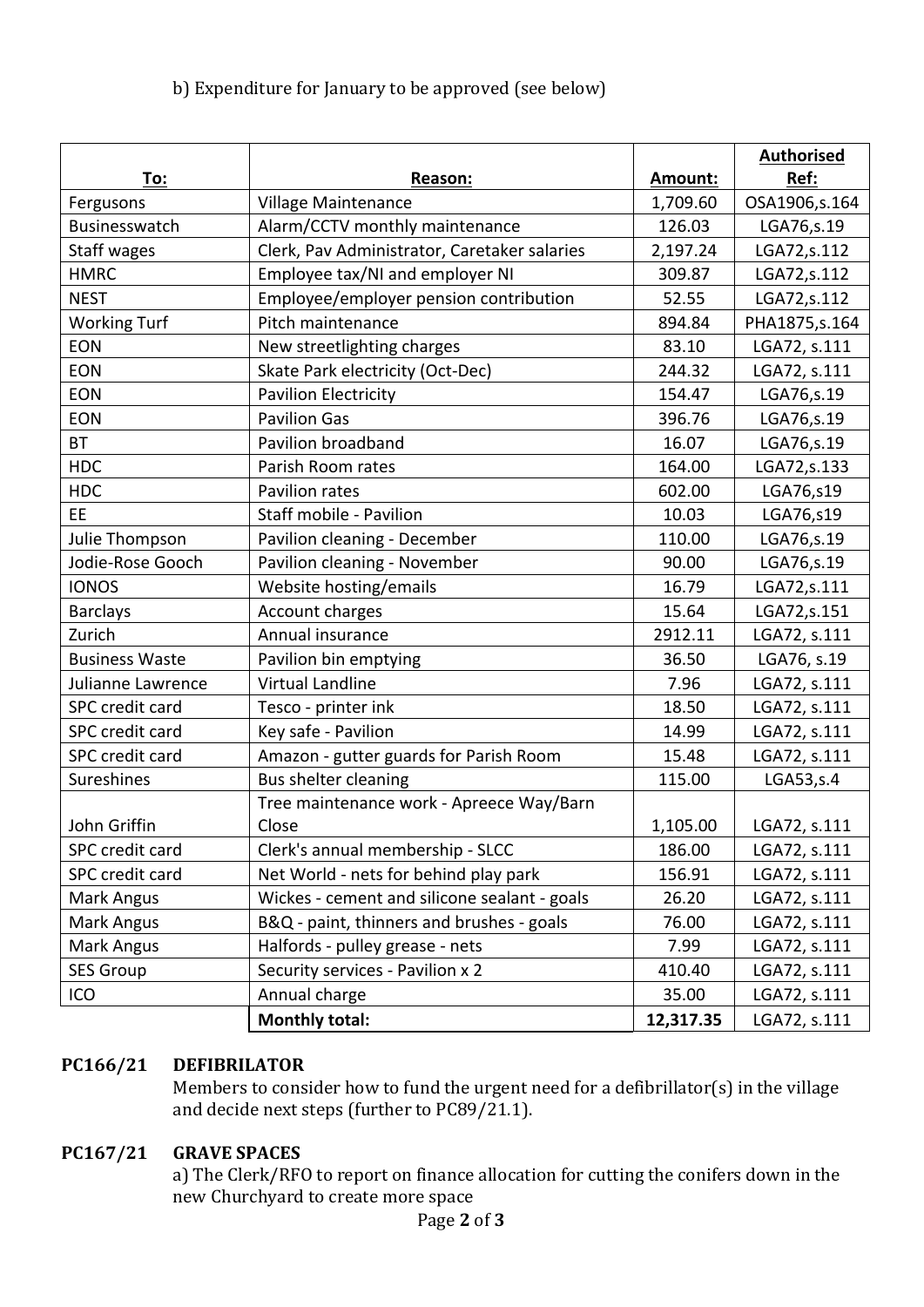b) Expenditure for January to be approved (see below)

| To: | Reason: | Amount: | Authorised Ref: |
|---|---|---|---|
| Fergusons | Village Maintenance | 1,709.60 | OSA1906,s.164 |
| Businesswatch | Alarm/CCTV monthly maintenance | 126.03 | LGA76,s.19 |
| Staff wages | Clerk, Pav Administrator, Caretaker salaries | 2,197.24 | LGA72,s.112 |
| HMRC | Employee tax/NI and employer NI | 309.87 | LGA72,s.112 |
| NEST | Employee/employer pension contribution | 52.55 | LGA72,s.112 |
| Working Turf | Pitch maintenance | 894.84 | PHA1875,s.164 |
| EON | New streetlighting charges | 83.10 | LGA72, s.111 |
| EON | Skate Park electricity (Oct-Dec) | 244.32 | LGA72, s.111 |
| EON | Pavilion Electricity | 154.47 | LGA76,s.19 |
| EON | Pavilion Gas | 396.76 | LGA76,s.19 |
| BT | Pavilion broadband | 16.07 | LGA76,s.19 |
| HDC | Parish Room rates | 164.00 | LGA72,s.133 |
| HDC | Pavilion rates | 602.00 | LGA76,s19 |
| EE | Staff mobile - Pavilion | 10.03 | LGA76,s19 |
| Julie Thompson | Pavilion cleaning - December | 110.00 | LGA76,s.19 |
| Jodie-Rose Gooch | Pavilion cleaning - November | 90.00 | LGA76,s.19 |
| IONOS | Website hosting/emails | 16.79 | LGA72,s.111 |
| Barclays | Account charges | 15.64 | LGA72,s.151 |
| Zurich | Annual insurance | 2912.11 | LGA72, s.111 |
| Business Waste | Pavilion bin emptying | 36.50 | LGA76, s.19 |
| Julianne Lawrence | Virtual Landline | 7.96 | LGA72, s.111 |
| SPC credit card | Tesco - printer ink | 18.50 | LGA72, s.111 |
| SPC credit card | Key safe - Pavilion | 14.99 | LGA72, s.111 |
| SPC credit card | Amazon - gutter guards for Parish Room | 15.48 | LGA72, s.111 |
| Sureshines | Bus shelter cleaning | 115.00 | LGA53,s.4 |
| John Griffin | Tree maintenance work - Apreece Way/Barn Close | 1,105.00 | LGA72, s.111 |
| SPC credit card | Clerk's annual membership - SLCC | 186.00 | LGA72, s.111 |
| SPC credit card | Net World - nets for behind play park | 156.91 | LGA72, s.111 |
| Mark Angus | Wickes - cement and silicone sealant - goals | 26.20 | LGA72, s.111 |
| Mark Angus | B&Q - paint, thinners and brushes - goals | 76.00 | LGA72, s.111 |
| Mark Angus | Halfords - pulley grease - nets | 7.99 | LGA72, s.111 |
| SES Group | Security services - Pavilion x 2 | 410.40 | LGA72, s.111 |
| ICO | Annual charge | 35.00 | LGA72, s.111 |
| | **Monthly total:** | **12,317.35** | LGA72, s.111 |

**PC166/21 DEFIBRILATOR**

Members to consider how to fund the urgent need for a defibrillator(s) in the village and decide next steps (further to PC89/21.1).

**PC167/21 GRAVE SPACES**

a) The Clerk/RFO to report on finance allocation for cutting the conifers down in the new Churchyard to create more space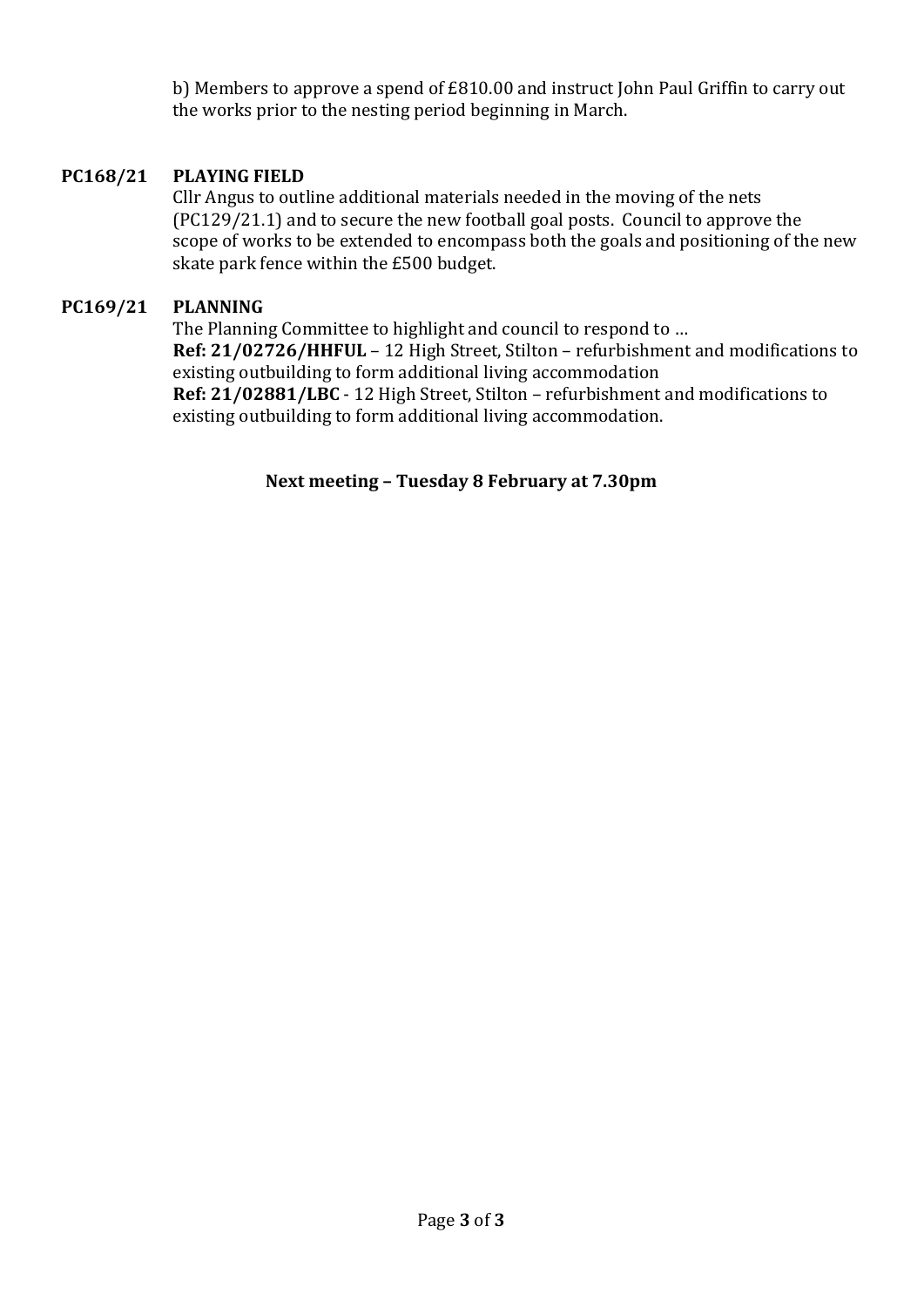b) Members to approve a spend of £810.00 and instruct John Paul Griffin to carry out the works prior to the nesting period beginning in March.

**PC168/21 PLAYING FIELD**

Cllr Angus to outline additional materials needed in the moving of the nets (PC129/21.1) and to secure the new football goal posts. Council to approve the scope of works to be extended to encompass both the goals and positioning of the new skate park fence within the £500 budget.

**PC169/21 PLANNING**

The Planning Committee to highlight and council to respond to …

**Ref: 21/02726/HHFUL** – 12 High Street, Stilton – refurbishment and modifications to existing outbuilding to form additional living accommodation

**Ref: 21/02881/LBC** - 12 High Street, Stilton – refurbishment and modifications to existing outbuilding to form additional living accommodation.

**Next meeting – Tuesday 8 February at 7.30pm**